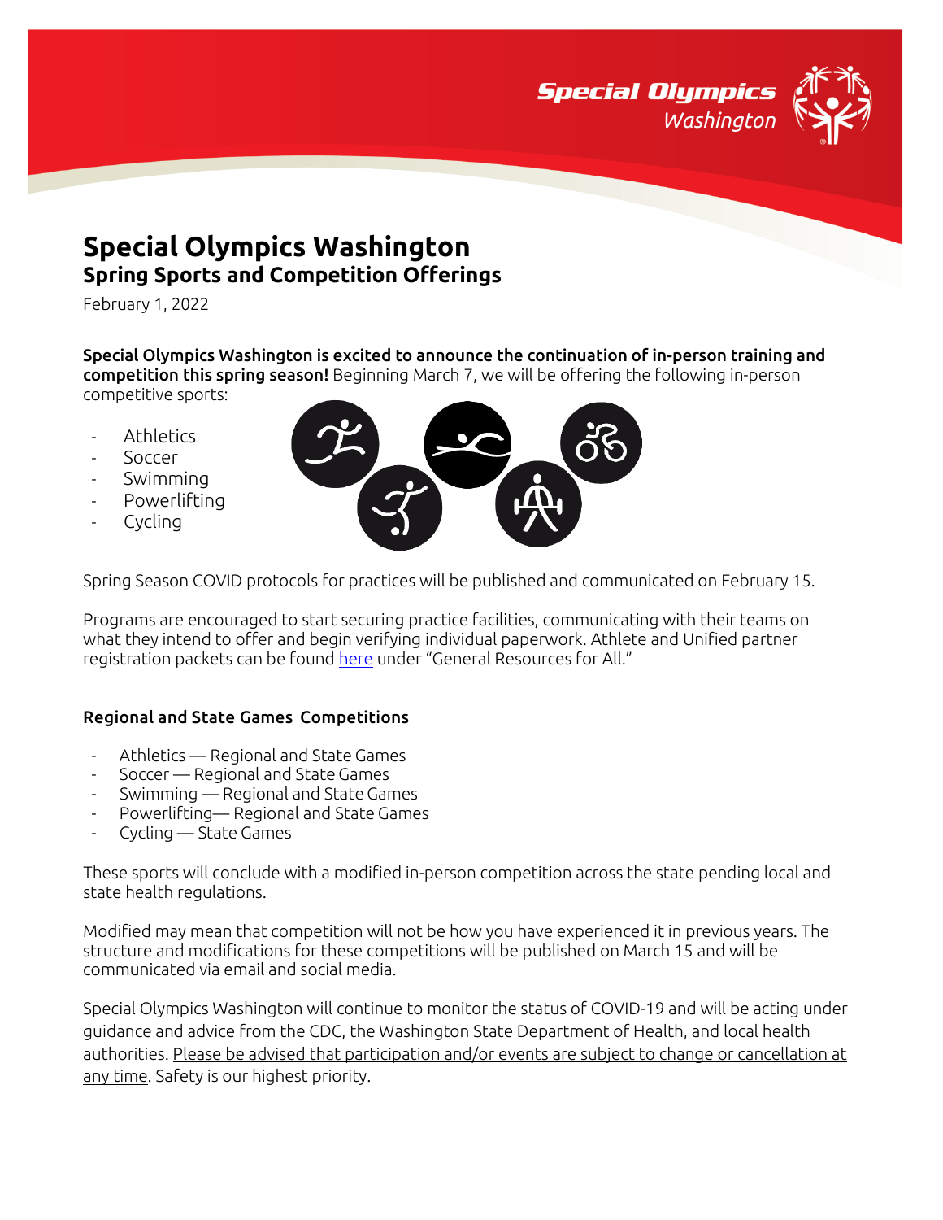# Special Olympics Washington

## Spring Sports and Competition Offerings

February 1, 2022

**Special Olympics Washington is excited to announce the continuation of in-person training and competition this spring season!** Beginning March 7, we will be offering the following in-person competitive sports:

- Athletics
- Soccer
- Swimming
- Powerlifting
- Cycling

Spring Season COVID protocols for practices will be published and communicated on February 15.

Programs are encouraged to start securing practice facilities, communicating with their teams on what they intend to offer and begin verifying individual paperwork. Athlete and Unified partner registration packets can be found here under "General Resources for All."

### Regional and State Games Competitions

- Athletics — Regional and State Games
- Soccer — Regional and State Games
- Swimming — Regional and State Games
- Powerlifting— Regional and State Games
- Cycling — State Games

These sports will conclude with a modified in-person competition across the state pending local and state health regulations.

Modified may mean that competition will not be how you have experienced it in previous years. The structure and modifications for these competitions will be published on March 15 and will be communicated via email and social media.

Special Olympics Washington will continue to monitor the status of COVID-19 and will be acting under guidance and advice from the CDC, the Washington State Department of Health, and local health authorities. Please be advised that participation and/or events are subject to change or cancellation at any time. Safety is our highest priority.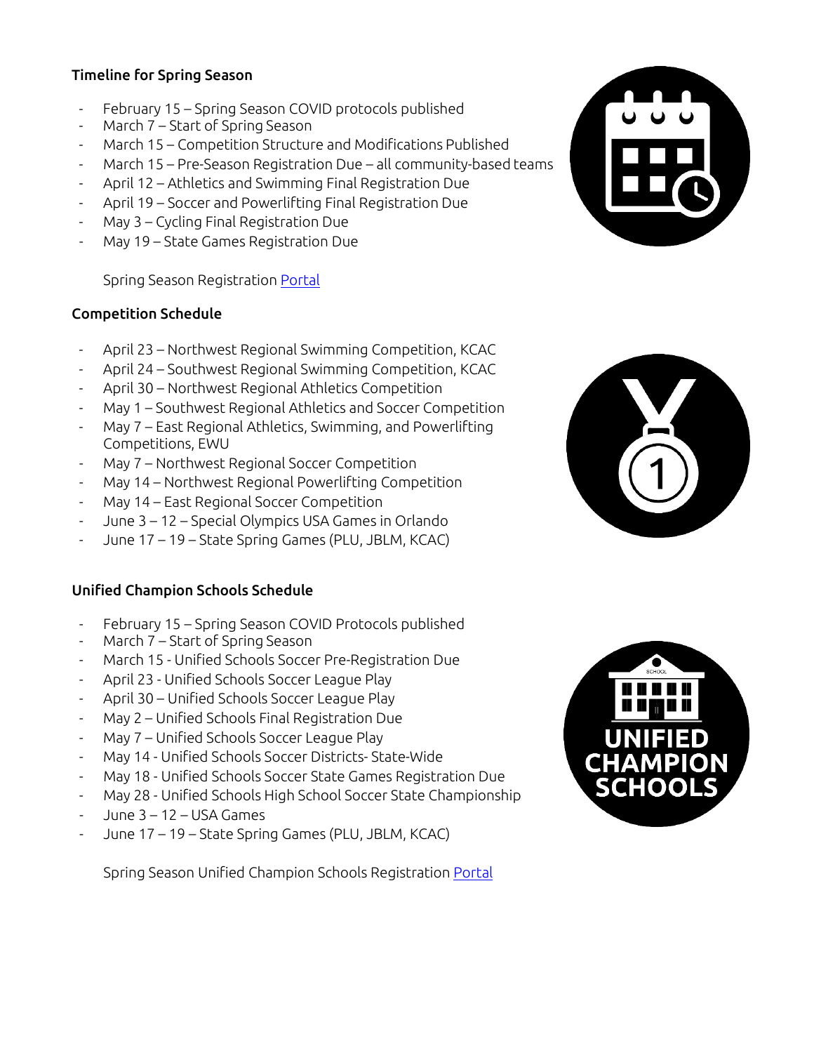### Timeline for Spring Season

- February 15 – Spring Season COVID protocols published
- March 7 – Start of Spring Season
- March 15 – Competition Structure and Modifications Published
- March 15 – Pre-Season Registration Due – all community-based teams
- April 12 – Athletics and Swimming Final Registration Due
- April 19 – Soccer and Powerlifting Final Registration Due
- May 3 – Cycling Final Registration Due
- May 19 – State Games Registration Due

Spring Season Registration Portal

### Competition Schedule

- April 23 – Northwest Regional Swimming Competition, KCAC
- April 24 – Southwest Regional Swimming Competition, KCAC
- April 30 – Northwest Regional Athletics Competition
- May 1 – Southwest Regional Athletics and Soccer Competition
- May 7 – East Regional Athletics, Swimming, and Powerlifting Competitions, EWU
- May 7 – Northwest Regional Soccer Competition
- May 14 – Northwest Regional Powerlifting Competition
- May 14 – East Regional Soccer Competition
- June 3 – 12 – Special Olympics USA Games in Orlando
- June 17 – 19 – State Spring Games (PLU, JBLM, KCAC)

### Unified Champion Schools Schedule

- February 15 – Spring Season COVID Protocols published
- March 7 – Start of Spring Season
- March 15 - Unified Schools Soccer Pre-Registration Due
- April 23 - Unified Schools Soccer League Play
- April 30 – Unified Schools Soccer League Play
- May 2 – Unified Schools Final Registration Due
- May 7 – Unified Schools Soccer League Play
- May 14 - Unified Schools Soccer Districts- State-Wide
- May 18 - Unified Schools Soccer State Games Registration Due
- May 28 - Unified Schools High School Soccer State Championship
- June 3 – 12 – USA Games
- June 17 – 19 – State Spring Games (PLU, JBLM, KCAC)

Spring Season Unified Champion Schools Registration Portal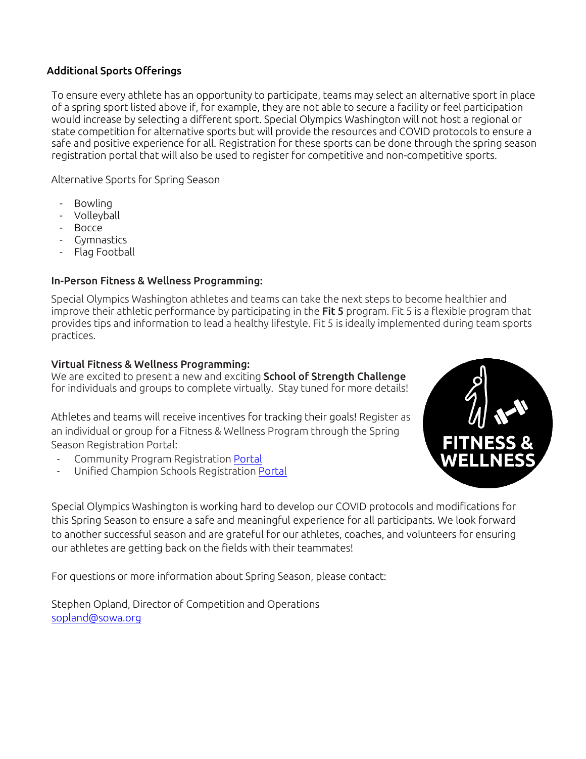### Additional Sports Offerings

To ensure every athlete has an opportunity to participate, teams may select an alternative sport in place of a spring sport listed above if, for example, they are not able to secure a facility or feel participation would increase by selecting a different sport. Special Olympics Washington will not host a regional or state competition for alternative sports but will provide the resources and COVID protocols to ensure a safe and positive experience for all. Registration for these sports can be done through the spring season registration portal that will also be used to register for competitive and non-competitive sports.

Alternative Sports for Spring Season

- Bowling
- Volleyball
- Bocce
- Gymnastics
- Flag Football

### In-Person Fitness & Wellness Programming:

Special Olympics Washington athletes and teams can take the next steps to become healthier and improve their athletic performance by participating in the **Fit 5** program. Fit 5 is a flexible program that provides tips and information to lead a healthy lifestyle. Fit 5 is ideally implemented during team sports practices.

### Virtual Fitness & Wellness Programming:

We are excited to present a new and exciting **School of Strength Challenge** for individuals and groups to complete virtually. Stay tuned for more details!

Athletes and teams will receive incentives for tracking their goals! Register as an individual or group for a Fitness & Wellness Program through the Spring Season Registration Portal:

- Community Program Registration Portal
- Unified Champion Schools Registration Portal

FITNESS & WELLNESS

Special Olympics Washington is working hard to develop our COVID protocols and modifications for this Spring Season to ensure a safe and meaningful experience for all participants. We look forward to another successful season and are grateful for our athletes, coaches, and volunteers for ensuring our athletes are getting back on the fields with their teammates!

For questions or more information about Spring Season, please contact:

Stephen Opland, Director of Competition and Operations
sopland@sowa.org